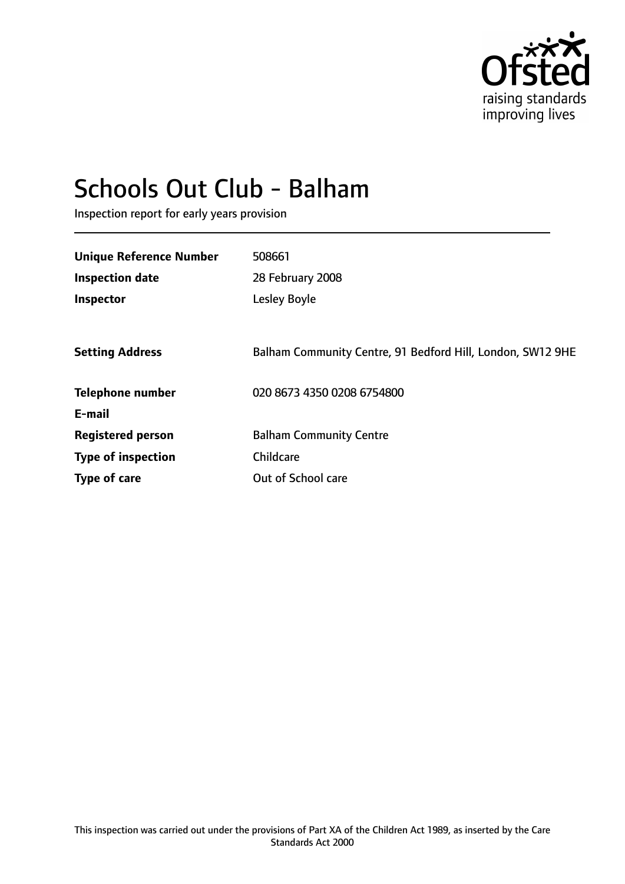Ofsted
raising standards
improving lives

# Schools Out Club - Balham

Inspection report for early years provision

| | |
|---|---|
| **Unique Reference Number** | 508661 |
| **Inspection date** | 28 February 2008 |
| **Inspector** | Lesley Boyle |
| **Setting Address** | Balham Community Centre, 91 Bedford Hill, London, SW12 9HE |
| **Telephone number** | 020 8673 4350 0208 6754800 |
| **E-mail** | |
| **Registered person** | Balham Community Centre |
| **Type of inspection** | Childcare |
| **Type of care** | Out of School care |

This inspection was carried out under the provisions of Part XA of the Children Act 1989, as inserted by the Care Standards Act 2000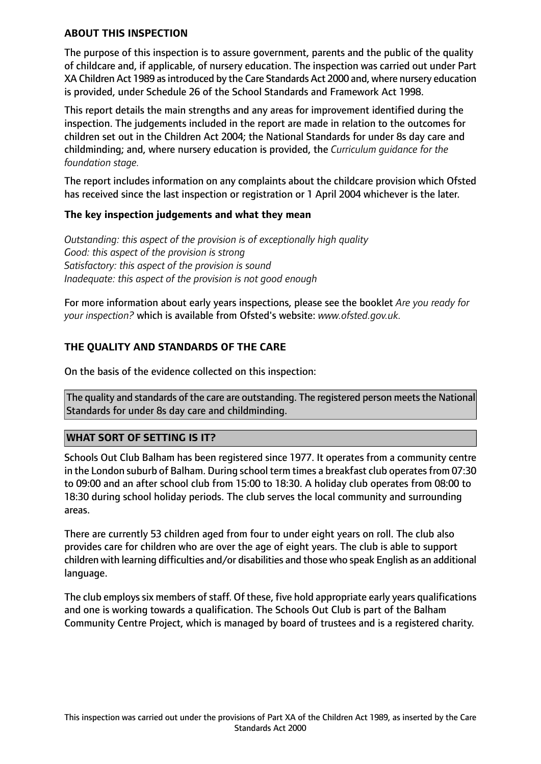## ABOUT THIS INSPECTION

The purpose of this inspection is to assure government, parents and the public of the quality of childcare and, if applicable, of nursery education. The inspection was carried out under Part XA Children Act 1989 as introduced by the Care Standards Act 2000 and, where nursery education is provided, under Schedule 26 of the School Standards and Framework Act 1998.

This report details the main strengths and any areas for improvement identified during the inspection. The judgements included in the report are made in relation to the outcomes for children set out in the Children Act 2004; the National Standards for under 8s day care and childminding; and, where nursery education is provided, the *Curriculum guidance for the foundation stage.*

The report includes information on any complaints about the childcare provision which Ofsted has received since the last inspection or registration or 1 April 2004 whichever is the later.

### The key inspection judgements and what they mean

*Outstanding: this aspect of the provision is of exceptionally high quality*
*Good: this aspect of the provision is strong*
*Satisfactory: this aspect of the provision is sound*
*Inadequate: this aspect of the provision is not good enough*

For more information about early years inspections, please see the booklet *Are you ready for your inspection?* which is available from Ofsted's website: *www.ofsted.gov.uk.*

## THE QUALITY AND STANDARDS OF THE CARE

On the basis of the evidence collected on this inspection:

The quality and standards of the care are outstanding. The registered person meets the National Standards for under 8s day care and childminding.

## WHAT SORT OF SETTING IS IT?

Schools Out Club Balham has been registered since 1977. It operates from a community centre in the London suburb of Balham. During school term times a breakfast club operates from 07:30 to 09:00 and an after school club from 15:00 to 18:30. A holiday club operates from 08:00 to 18:30 during school holiday periods. The club serves the local community and surrounding areas.

There are currently 53 children aged from four to under eight years on roll. The club also provides care for children who are over the age of eight years. The club is able to support children with learning difficulties and/or disabilities and those who speak English as an additional language.

The club employs six members of staff. Of these, five hold appropriate early years qualifications and one is working towards a qualification. The Schools Out Club is part of the Balham Community Centre Project, which is managed by board of trustees and is a registered charity.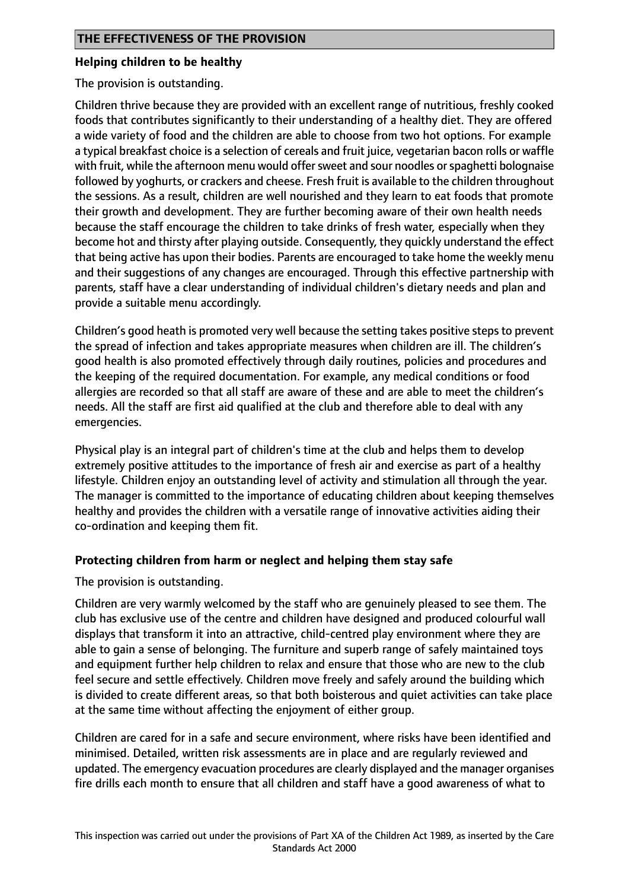## THE EFFECTIVENESS OF THE PROVISION

**Helping children to be healthy**

The provision is outstanding.

Children thrive because they are provided with an excellent range of nutritious, freshly cooked foods that contributes significantly to their understanding of a healthy diet. They are offered a wide variety of food and the children are able to choose from two hot options. For example a typical breakfast choice is a selection of cereals and fruit juice, vegetarian bacon rolls or waffle with fruit, while the afternoon menu would offer sweet and sour noodles or spaghetti bolognaise followed by yoghurts, or crackers and cheese. Fresh fruit is available to the children throughout the sessions. As a result, children are well nourished and they learn to eat foods that promote their growth and development. They are further becoming aware of their own health needs because the staff encourage the children to take drinks of fresh water, especially when they become hot and thirsty after playing outside. Consequently, they quickly understand the effect that being active has upon their bodies. Parents are encouraged to take home the weekly menu and their suggestions of any changes are encouraged. Through this effective partnership with parents, staff have a clear understanding of individual children's dietary needs and plan and provide a suitable menu accordingly.

Children's good heath is promoted very well because the setting takes positive steps to prevent the spread of infection and takes appropriate measures when children are ill. The children's good health is also promoted effectively through daily routines, policies and procedures and the keeping of the required documentation. For example, any medical conditions or food allergies are recorded so that all staff are aware of these and are able to meet the children's needs. All the staff are first aid qualified at the club and therefore able to deal with any emergencies.

Physical play is an integral part of children's time at the club and helps them to develop extremely positive attitudes to the importance of fresh air and exercise as part of a healthy lifestyle. Children enjoy an outstanding level of activity and stimulation all through the year. The manager is committed to the importance of educating children about keeping themselves healthy and provides the children with a versatile range of innovative activities aiding their co-ordination and keeping them fit.

**Protecting children from harm or neglect and helping them stay safe**

The provision is outstanding.

Children are very warmly welcomed by the staff who are genuinely pleased to see them. The club has exclusive use of the centre and children have designed and produced colourful wall displays that transform it into an attractive, child-centred play environment where they are able to gain a sense of belonging. The furniture and superb range of safely maintained toys and equipment further help children to relax and ensure that those who are new to the club feel secure and settle effectively. Children move freely and safely around the building which is divided to create different areas, so that both boisterous and quiet activities can take place at the same time without affecting the enjoyment of either group.

Children are cared for in a safe and secure environment, where risks have been identified and minimised. Detailed, written risk assessments are in place and are regularly reviewed and updated. The emergency evacuation procedures are clearly displayed and the manager organises fire drills each month to ensure that all children and staff have a good awareness of what to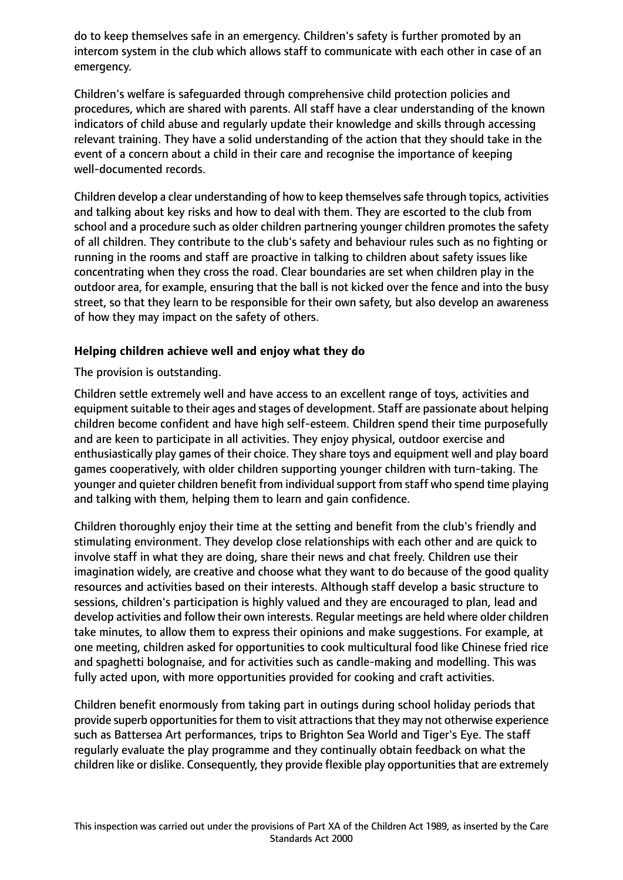do to keep themselves safe in an emergency. Children's safety is further promoted by an intercom system in the club which allows staff to communicate with each other in case of an emergency.

Children's welfare is safeguarded through comprehensive child protection policies and procedures, which are shared with parents. All staff have a clear understanding of the known indicators of child abuse and regularly update their knowledge and skills through accessing relevant training. They have a solid understanding of the action that they should take in the event of a concern about a child in their care and recognise the importance of keeping well-documented records.

Children develop a clear understanding of how to keep themselves safe through topics, activities and talking about key risks and how to deal with them. They are escorted to the club from school and a procedure such as older children partnering younger children promotes the safety of all children. They contribute to the club's safety and behaviour rules such as no fighting or running in the rooms and staff are proactive in talking to children about safety issues like concentrating when they cross the road. Clear boundaries are set when children play in the outdoor area, for example, ensuring that the ball is not kicked over the fence and into the busy street, so that they learn to be responsible for their own safety, but also develop an awareness of how they may impact on the safety of others.

### Helping children achieve well and enjoy what they do

The provision is outstanding.

Children settle extremely well and have access to an excellent range of toys, activities and equipment suitable to their ages and stages of development. Staff are passionate about helping children become confident and have high self-esteem. Children spend their time purposefully and are keen to participate in all activities. They enjoy physical, outdoor exercise and enthusiastically play games of their choice. They share toys and equipment well and play board games cooperatively, with older children supporting younger children with turn-taking. The younger and quieter children benefit from individual support from staff who spend time playing and talking with them, helping them to learn and gain confidence.

Children thoroughly enjoy their time at the setting and benefit from the club's friendly and stimulating environment. They develop close relationships with each other and are quick to involve staff in what they are doing, share their news and chat freely. Children use their imagination widely, are creative and choose what they want to do because of the good quality resources and activities based on their interests. Although staff develop a basic structure to sessions, children's participation is highly valued and they are encouraged to plan, lead and develop activities and follow their own interests. Regular meetings are held where older children take minutes, to allow them to express their opinions and make suggestions. For example, at one meeting, children asked for opportunities to cook multicultural food like Chinese fried rice and spaghetti bolognaise, and for activities such as candle-making and modelling. This was fully acted upon, with more opportunities provided for cooking and craft activities.

Children benefit enormously from taking part in outings during school holiday periods that provide superb opportunities for them to visit attractions that they may not otherwise experience such as Battersea Art performances, trips to Brighton Sea World and Tiger's Eye. The staff regularly evaluate the play programme and they continually obtain feedback on what the children like or dislike. Consequently, they provide flexible play opportunities that are extremely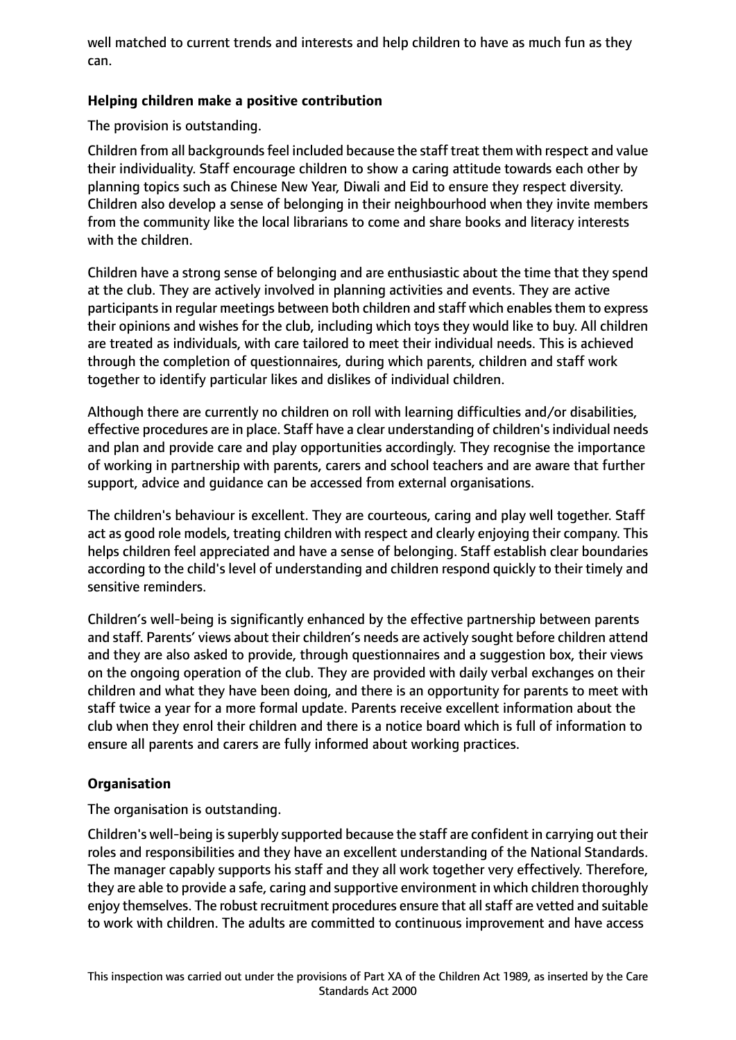well matched to current trends and interests and help children to have as much fun as they can.

**Helping children make a positive contribution**

The provision is outstanding.

Children from all backgrounds feel included because the staff treat them with respect and value their individuality. Staff encourage children to show a caring attitude towards each other by planning topics such as Chinese New Year, Diwali and Eid to ensure they respect diversity. Children also develop a sense of belonging in their neighbourhood when they invite members from the community like the local librarians to come and share books and literacy interests with the children.

Children have a strong sense of belonging and are enthusiastic about the time that they spend at the club. They are actively involved in planning activities and events. They are active participants in regular meetings between both children and staff which enables them to express their opinions and wishes for the club, including which toys they would like to buy. All children are treated as individuals, with care tailored to meet their individual needs. This is achieved through the completion of questionnaires, during which parents, children and staff work together to identify particular likes and dislikes of individual children.

Although there are currently no children on roll with learning difficulties and/or disabilities, effective procedures are in place. Staff have a clear understanding of children's individual needs and plan and provide care and play opportunities accordingly. They recognise the importance of working in partnership with parents, carers and school teachers and are aware that further support, advice and guidance can be accessed from external organisations.

The children's behaviour is excellent. They are courteous, caring and play well together. Staff act as good role models, treating children with respect and clearly enjoying their company. This helps children feel appreciated and have a sense of belonging. Staff establish clear boundaries according to the child's level of understanding and children respond quickly to their timely and sensitive reminders.

Children's well-being is significantly enhanced by the effective partnership between parents and staff. Parents' views about their children's needs are actively sought before children attend and they are also asked to provide, through questionnaires and a suggestion box, their views on the ongoing operation of the club. They are provided with daily verbal exchanges on their children and what they have been doing, and there is an opportunity for parents to meet with staff twice a year for a more formal update. Parents receive excellent information about the club when they enrol their children and there is a notice board which is full of information to ensure all parents and carers are fully informed about working practices.

**Organisation**

The organisation is outstanding.

Children's well-being is superbly supported because the staff are confident in carrying out their roles and responsibilities and they have an excellent understanding of the National Standards. The manager capably supports his staff and they all work together very effectively. Therefore, they are able to provide a safe, caring and supportive environment in which children thoroughly enjoy themselves. The robust recruitment procedures ensure that all staff are vetted and suitable to work with children. The adults are committed to continuous improvement and have access

This inspection was carried out under the provisions of Part XA of the Children Act 1989, as inserted by the Care Standards Act 2000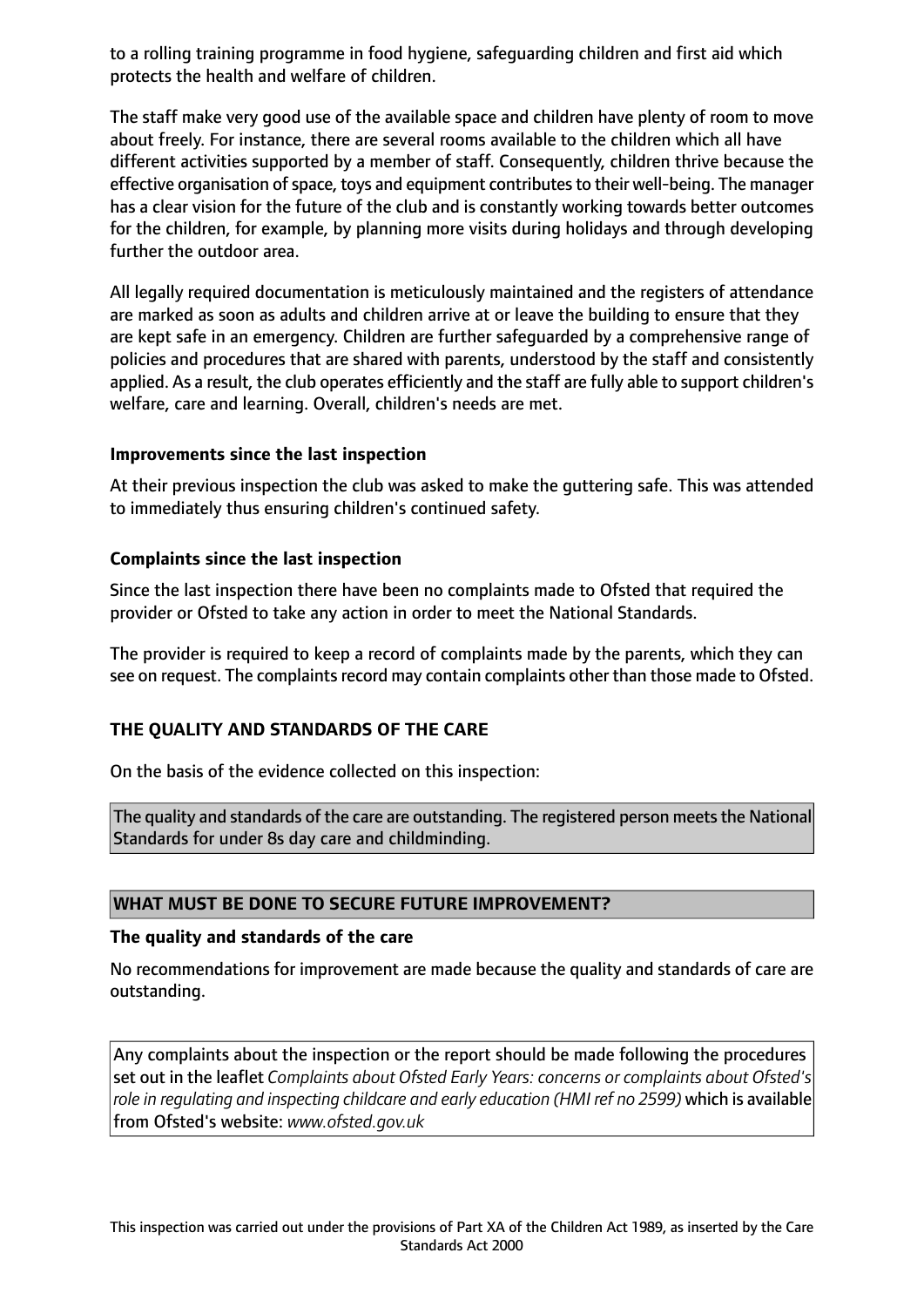to a rolling training programme in food hygiene, safeguarding children and first aid which protects the health and welfare of children.

The staff make very good use of the available space and children have plenty of room to move about freely. For instance, there are several rooms available to the children which all have different activities supported by a member of staff. Consequently, children thrive because the effective organisation of space, toys and equipment contributes to their well-being. The manager has a clear vision for the future of the club and is constantly working towards better outcomes for the children, for example, by planning more visits during holidays and through developing further the outdoor area.

All legally required documentation is meticulously maintained and the registers of attendance are marked as soon as adults and children arrive at or leave the building to ensure that they are kept safe in an emergency. Children are further safeguarded by a comprehensive range of policies and procedures that are shared with parents, understood by the staff and consistently applied. As a result, the club operates efficiently and the staff are fully able to support children's welfare, care and learning. Overall, children's needs are met.

### Improvements since the last inspection

At their previous inspection the club was asked to make the guttering safe. This was attended to immediately thus ensuring children's continued safety.

### Complaints since the last inspection

Since the last inspection there have been no complaints made to Ofsted that required the provider or Ofsted to take any action in order to meet the National Standards.

The provider is required to keep a record of complaints made by the parents, which they can see on request. The complaints record may contain complaints other than those made to Ofsted.

## THE QUALITY AND STANDARDS OF THE CARE

On the basis of the evidence collected on this inspection:

The quality and standards of the care are outstanding. The registered person meets the National Standards for under 8s day care and childminding.

## WHAT MUST BE DONE TO SECURE FUTURE IMPROVEMENT?

### The quality and standards of the care

No recommendations for improvement are made because the quality and standards of care are outstanding.

Any complaints about the inspection or the report should be made following the procedures set out in the leaflet *Complaints about Ofsted Early Years: concerns or complaints about Ofsted's role in regulating and inspecting childcare and early education (HMI ref no 2599)* which is available from Ofsted's website: *www.ofsted.gov.uk*

This inspection was carried out under the provisions of Part XA of the Children Act 1989, as inserted by the Care Standards Act 2000